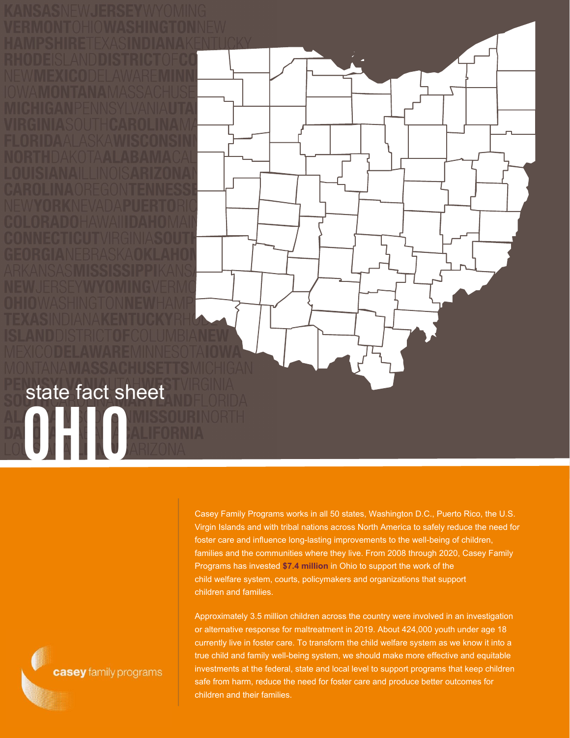state fact sheet

# OHIO

Casey Family Programs works in all 50 states, Washington D.C., Puerto Rico, the U.S. Virgin Islands and with tribal nations across North America to safely reduce the need for foster care and influence long-lasting improvements to the well-being of children, families and the communities where they live. From 2008 through 2020, Casey Family Programs has invested **$7.4 million** in Ohio to support the work of the child welfare system, courts, policymakers and organizations that support children and families.

Approximately 3.5 million children across the country were involved in an investigation or alternative response for maltreatment in 2019. About 424,000 youth under age 18 currently live in foster care. To transform the child welfare system as we know it into a true child and family well-being system, we should make more effective and equitable investments at the federal, state and local level to support programs that keep children safe from harm, reduce the need for foster care and produce better outcomes for children and their families.

casey family programs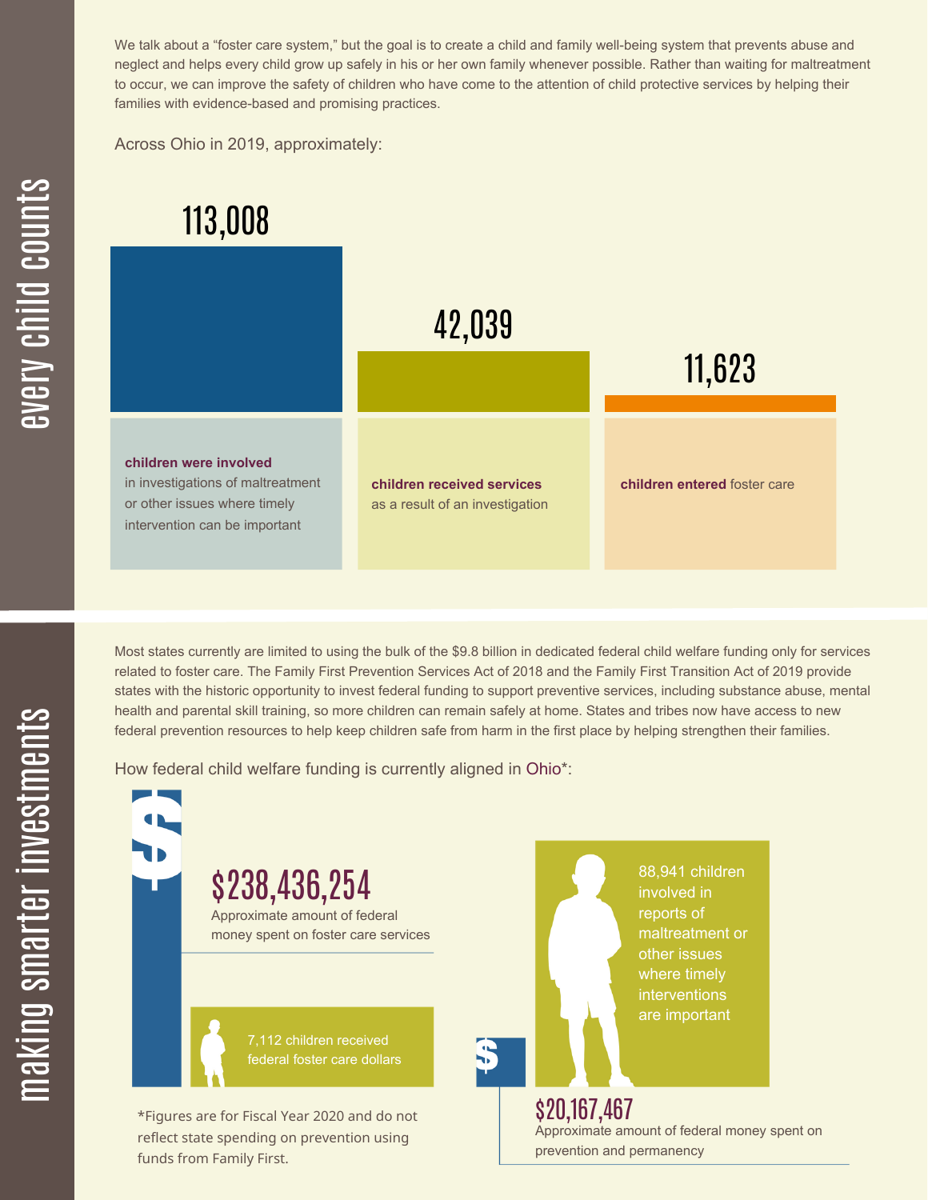## every child counts

We talk about a "foster care system," but the goal is to create a child and family well-being system that prevents abuse and neglect and helps every child grow up safely in his or her own family whenever possible. Rather than waiting for maltreatment to occur, we can improve the safety of children who have come to the attention of child protective services by helping their families with evidence-based and promising practices.

Across Ohio in 2019, approximately:

**113,008**

**children were involved** in investigations of maltreatment or other issues where timely intervention can be important

**42,039**

**children received services** as a result of an investigation

**11,623**

**children entered** foster care

## making smarter investments

Most states currently are limited to using the bulk of the $9.8 billion in dedicated federal child welfare funding only for services related to foster care. The Family First Prevention Services Act of 2018 and the Family First Transition Act of 2019 provide states with the historic opportunity to invest federal funding to support preventive services, including substance abuse, mental health and parental skill training, so more children can remain safely at home. States and tribes now have access to new federal prevention resources to help keep children safe from harm in the first place by helping strengthen their families.

How federal child welfare funding is currently aligned in Ohio*:

**$238,436,254**

Approximate amount of federal money spent on foster care services

7,112 children received federal foster care dollars

**$20,167,467**

Approximate amount of federal money spent on prevention and permanency

88,941 children involved in reports of maltreatment or other issues where timely interventions are important

*Figures are for Fiscal Year 2020 and do not reflect state spending on prevention using funds from Family First.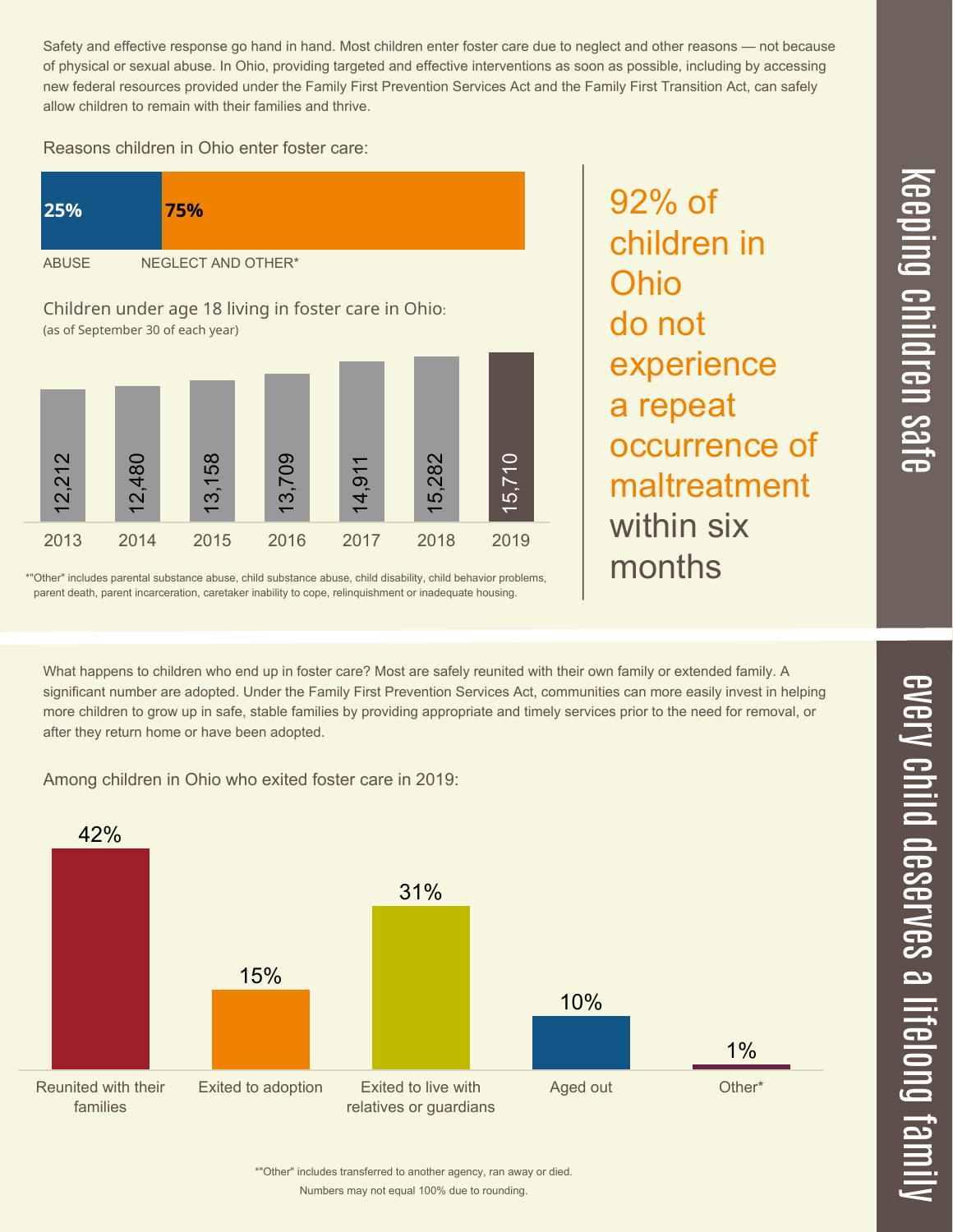## keeping children safe

Safety and effective response go hand in hand. Most children enter foster care due to neglect and other reasons — not because of physical or sexual abuse. In Ohio, providing targeted and effective interventions as soon as possible, including by accessing new federal resources provided under the Family First Prevention Services Act and the Family First Transition Act, can safely allow children to remain with their families and thrive.

Reasons children in Ohio enter foster care:

| ABUSE | NEGLECT AND OTHER* |
|---|---|
| **25%** | **75%** |

Children under age 18 living in foster care in Ohio:
(as of September 30 of each year)

| 2013 | 2014 | 2015 | 2016 | 2017 | 2018 | 2019 |
|---|---|---|---|---|---|---|
| 12,212 | 12,480 | 13,158 | 13,709 | 14,911 | 15,282 | 15,710 |

*"Other" includes parental substance abuse, child substance abuse, child disability, child behavior problems, parent death, parent incarceration, caretaker inability to cope, relinquishment or inadequate housing.

92% of children in Ohio do not experience a repeat occurrence of maltreatment within six months

## every child deserves a lifelong family

What happens to children who end up in foster care? Most are safely reunited with their own family or extended family. A significant number are adopted. Under the Family First Prevention Services Act, communities can more easily invest in helping more children to grow up in safe, stable families by providing appropriate and timely services prior to the need for removal, or after they return home or have been adopted.

Among children in Ohio who exited foster care in 2019:

| Reunited with their families | Exited to adoption | Exited to live with relatives or guardians | Aged out | Other* |
|---|---|---|---|---|
| 42% | 15% | 31% | 10% | 1% |

*"Other" includes transferred to another agency, ran away or died.
Numbers may not equal 100% due to rounding.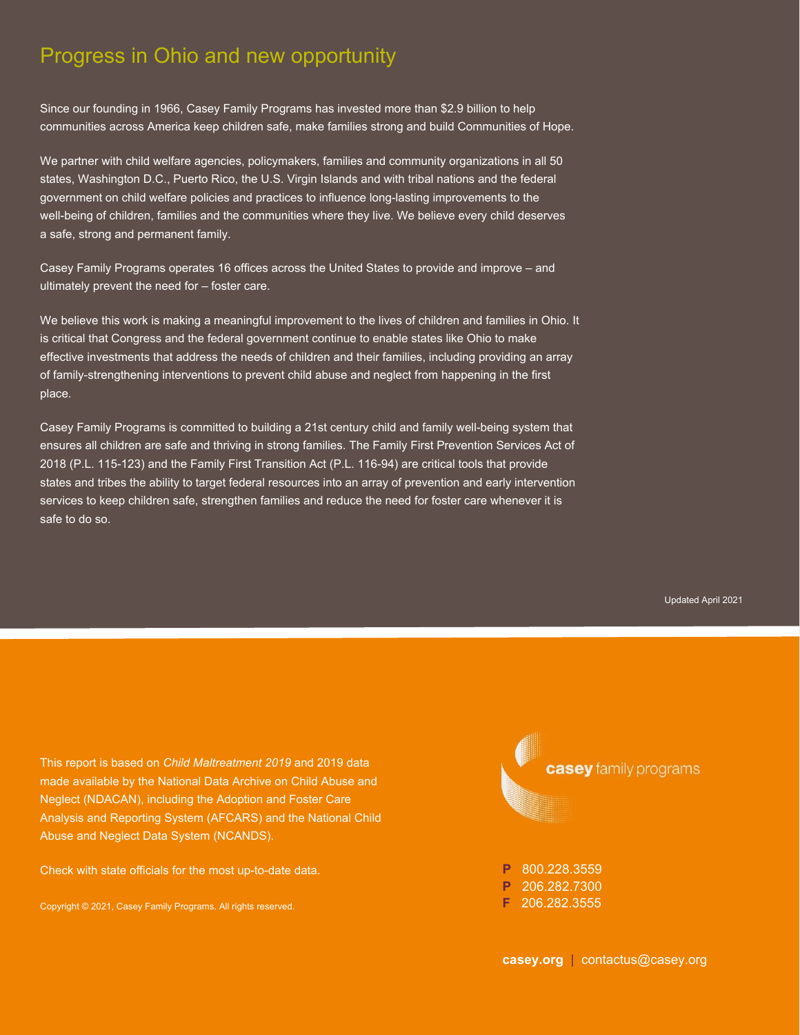## Progress in Ohio and new opportunity

Since our founding in 1966, Casey Family Programs has invested more than $2.9 billion to help communities across America keep children safe, make families strong and build Communities of Hope.

We partner with child welfare agencies, policymakers, families and community organizations in all 50 states, Washington D.C., Puerto Rico, the U.S. Virgin Islands and with tribal nations and the federal government on child welfare policies and practices to influence long-lasting improvements to the well-being of children, families and the communities where they live. We believe every child deserves a safe, strong and permanent family.

Casey Family Programs operates 16 offices across the United States to provide and improve – and ultimately prevent the need for – foster care.

We believe this work is making a meaningful improvement to the lives of children and families in Ohio. It is critical that Congress and the federal government continue to enable states like Ohio to make effective investments that address the needs of children and their families, including providing an array of family-strengthening interventions to prevent child abuse and neglect from happening in the first place.

Casey Family Programs is committed to building a 21st century child and family well-being system that ensures all children are safe and thriving in strong families. The Family First Prevention Services Act of 2018 (P.L. 115-123) and the Family First Transition Act (P.L. 116-94) are critical tools that provide states and tribes the ability to target federal resources into an array of prevention and early intervention services to keep children safe, strengthen families and reduce the need for foster care whenever it is safe to do so.

Updated April 2021

This report is based on *Child Maltreatment 2019* and 2019 data made available by the National Data Archive on Child Abuse and Neglect (NDACAN), including the Adoption and Foster Care Analysis and Reporting System (AFCARS) and the National Child Abuse and Neglect Data System (NCANDS).

Check with state officials for the most up-to-date data.

Copyright © 2021, Casey Family Programs. All rights reserved.

**casey** family programs

**P** 800.228.3559
**P** 206.282.7300
**F** 206.282.3555

**casey.org** | contactus@casey.org